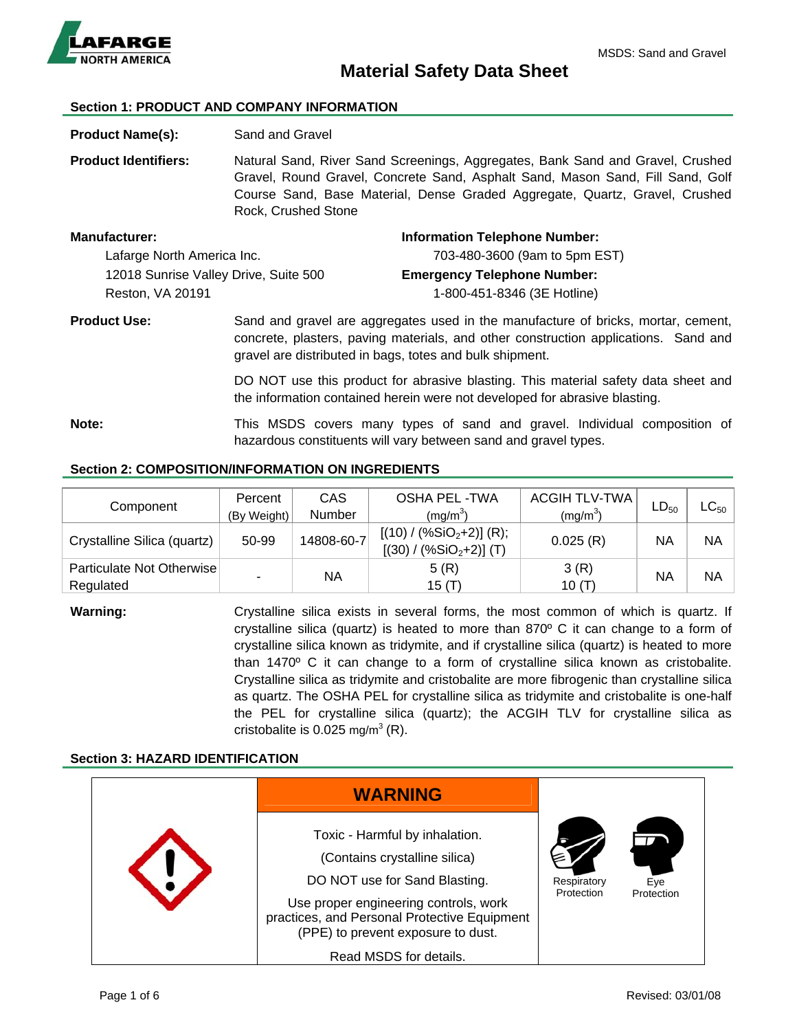# Material Safety Data Sheet

MSDS: Sand and Gravel

## Section 1: PRODUCT AND COMPANY INFORMATION

**Product Name(s):** Sand and Gravel

**Product Identifiers:** Natural Sand, River Sand Screenings, Aggregates, Bank Sand and Gravel, Crushed Gravel, Round Gravel, Concrete Sand, Asphalt Sand, Mason Sand, Fill Sand, Golf Course Sand, Base Material, Dense Graded Aggregate, Quartz, Gravel, Crushed Rock, Crushed Stone

**Manufacturer:**
Lafarge North America Inc.
12018 Sunrise Valley Drive, Suite 500
Reston, VA 20191

**Information Telephone Number:**
703-480-3600 (9am to 5pm EST)

**Emergency Telephone Number:**
1-800-451-8346 (3E Hotline)

**Product Use:** Sand and gravel are aggregates used in the manufacture of bricks, mortar, cement, concrete, plasters, paving materials, and other construction applications. Sand and gravel are distributed in bags, totes and bulk shipment.

DO NOT use this product for abrasive blasting. This material safety data sheet and the information contained herein were not developed for abrasive blasting.

**Note:** This MSDS covers many types of sand and gravel. Individual composition of hazardous constituents will vary between sand and gravel types.

## Section 2: COMPOSITION/INFORMATION ON INGREDIENTS

| Component | Percent (By Weight) | CAS Number | OSHA PEL -TWA ($mg/m^3$) | ACGIH TLV-TWA ($mg/m^3$) | $LD_{50}$ | $LC_{50}$ |
|---|---|---|---|---|---|---|
| Crystalline Silica (quartz) | 50-99 | 14808-60-7 | [(10) / (%$SiO_2$+2)] (R); [(30) / (%$SiO_2$+2)] (T) | 0.025 (R) | NA | NA |
| Particulate Not Otherwise Regulated | - | NA | 5 (R) 15 (T) | 3 (R) 10 (T) | NA | NA |

**Warning:** Crystalline silica exists in several forms, the most common of which is quartz. If crystalline silica (quartz) is heated to more than 870º C it can change to a form of crystalline silica known as tridymite, and if crystalline silica (quartz) is heated to more than 1470º C it can change to a form of crystalline silica known as cristobalite. Crystalline silica as tridymite and cristobalite are more fibrogenic than crystalline silica as quartz. The OSHA PEL for crystalline silica as tridymite and cristobalite is one-half the PEL for crystalline silica (quartz); the ACGIH TLV for crystalline silica as cristobalite is 0.025 $mg/m^3$ (R).

## Section 3: HAZARD IDENTIFICATION

**WARNING**

Toxic - Harmful by inhalation.

(Contains crystalline silica)

DO NOT use for Sand Blasting.

Use proper engineering controls, work practices, and Personal Protective Equipment (PPE) to prevent exposure to dust.

Read MSDS for details.

Respiratory Protection

Eye Protection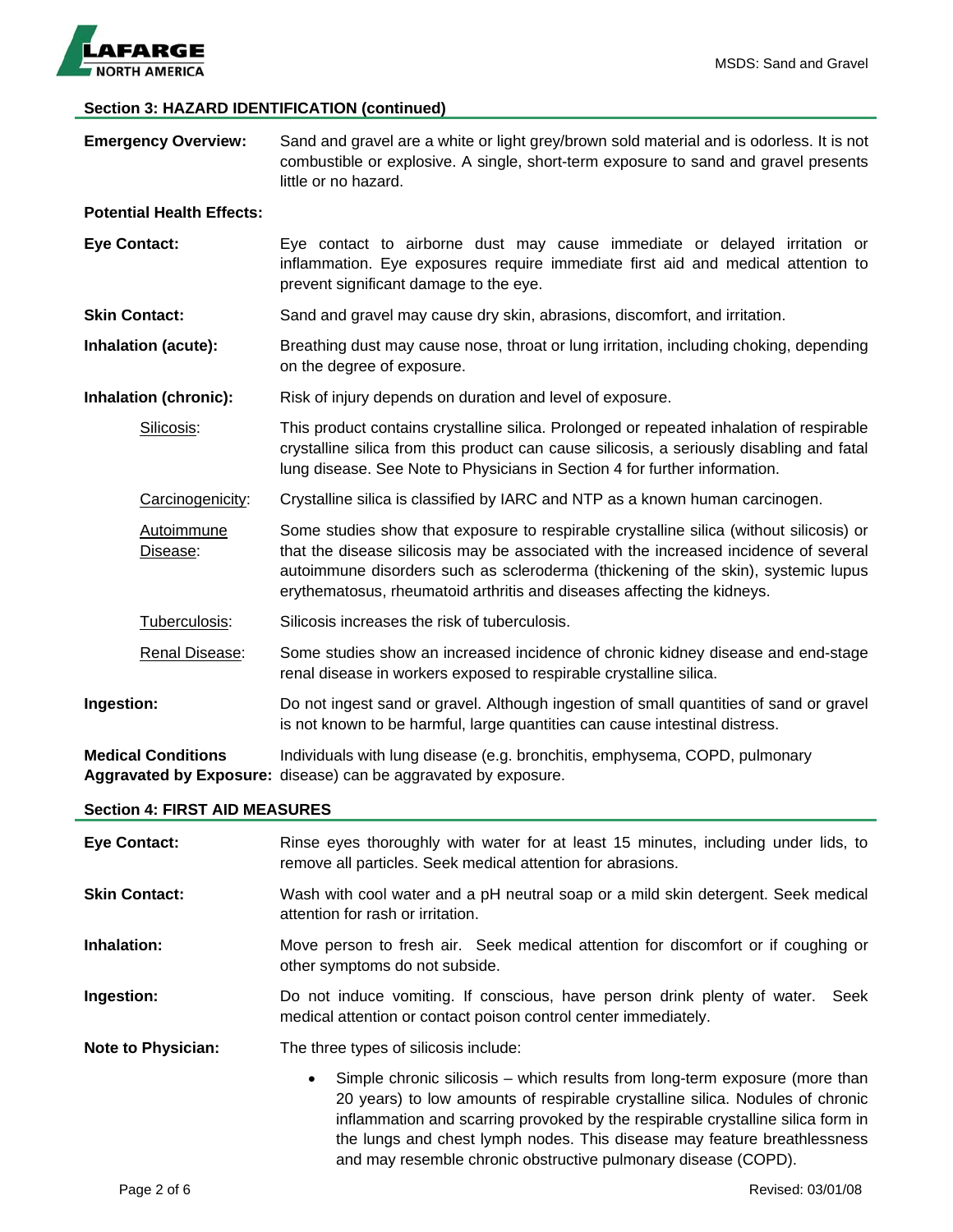## Section 3: HAZARD IDENTIFICATION (continued)

**Emergency Overview:** Sand and gravel are a white or light grey/brown sold material and is odorless. It is not combustible or explosive. A single, short-term exposure to sand and gravel presents little or no hazard.

**Potential Health Effects:**

**Eye Contact:** Eye contact to airborne dust may cause immediate or delayed irritation or inflammation. Eye exposures require immediate first aid and medical attention to prevent significant damage to the eye.

**Skin Contact:** Sand and gravel may cause dry skin, abrasions, discomfort, and irritation.

**Inhalation (acute):** Breathing dust may cause nose, throat or lung irritation, including choking, depending on the degree of exposure.

**Inhalation (chronic):** Risk of injury depends on duration and level of exposure.

Silicosis: This product contains crystalline silica. Prolonged or repeated inhalation of respirable crystalline silica from this product can cause silicosis, a seriously disabling and fatal lung disease. See Note to Physicians in Section 4 for further information.

Carcinogenicity: Crystalline silica is classified by IARC and NTP as a known human carcinogen.

Autoimmune Disease: Some studies show that exposure to respirable crystalline silica (without silicosis) or that the disease silicosis may be associated with the increased incidence of several autoimmune disorders such as scleroderma (thickening of the skin), systemic lupus erythematosus, rheumatoid arthritis and diseases affecting the kidneys.

Tuberculosis: Silicosis increases the risk of tuberculosis.

Renal Disease: Some studies show an increased incidence of chronic kidney disease and end-stage renal disease in workers exposed to respirable crystalline silica.

**Ingestion:** Do not ingest sand or gravel. Although ingestion of small quantities of sand or gravel is not known to be harmful, large quantities can cause intestinal distress.

**Medical Conditions Aggravated by Exposure:** Individuals with lung disease (e.g. bronchitis, emphysema, COPD, pulmonary disease) can be aggravated by exposure.

## Section 4: FIRST AID MEASURES

**Eye Contact:** Rinse eyes thoroughly with water for at least 15 minutes, including under lids, to remove all particles. Seek medical attention for abrasions.

**Skin Contact:** Wash with cool water and a pH neutral soap or a mild skin detergent. Seek medical attention for rash or irritation.

**Inhalation:** Move person to fresh air. Seek medical attention for discomfort or if coughing or other symptoms do not subside.

**Ingestion:** Do not induce vomiting. If conscious, have person drink plenty of water. Seek medical attention or contact poison control center immediately.

**Note to Physician:** The three types of silicosis include:

- Simple chronic silicosis – which results from long-term exposure (more than 20 years) to low amounts of respirable crystalline silica. Nodules of chronic inflammation and scarring provoked by the respirable crystalline silica form in the lungs and chest lymph nodes. This disease may feature breathlessness and may resemble chronic obstructive pulmonary disease (COPD).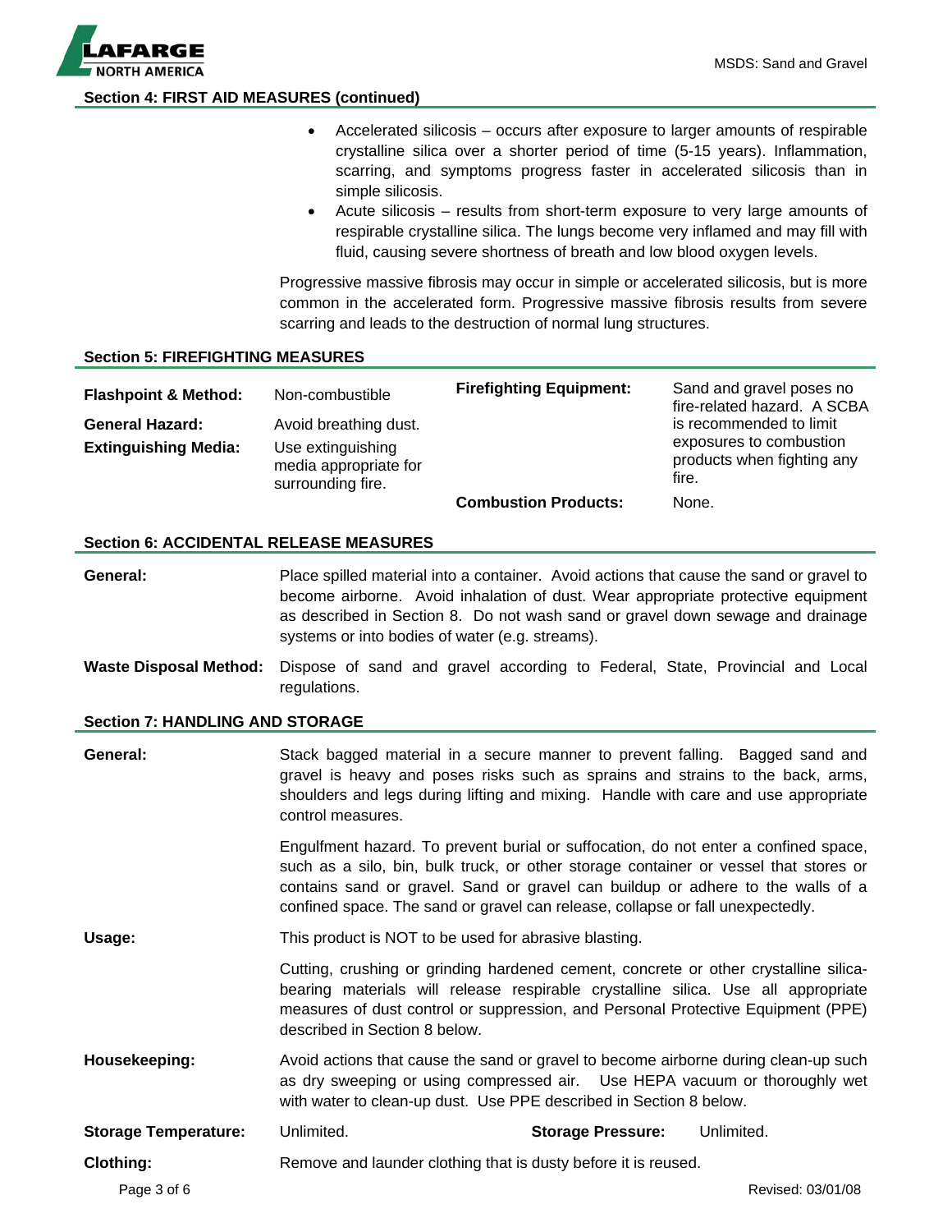## Section 4: FIRST AID MEASURES (continued)

- Accelerated silicosis – occurs after exposure to larger amounts of respirable crystalline silica over a shorter period of time (5-15 years). Inflammation, scarring, and symptoms progress faster in accelerated silicosis than in simple silicosis.
- Acute silicosis – results from short-term exposure to very large amounts of respirable crystalline silica. The lungs become very inflamed and may fill with fluid, causing severe shortness of breath and low blood oxygen levels.

Progressive massive fibrosis may occur in simple or accelerated silicosis, but is more common in the accelerated form. Progressive massive fibrosis results from severe scarring and leads to the destruction of normal lung structures.

## Section 5: FIREFIGHTING MEASURES

| | | | |
|---|---|---|---|
| **Flashpoint & Method:** | Non-combustible | **Firefighting Equipment:** | Sand and gravel poses no fire-related hazard. A SCBA is recommended to limit exposures to combustion products when fighting any fire. |
| **General Hazard:** | Avoid breathing dust. | | |
| **Extinguishing Media:** | Use extinguishing media appropriate for surrounding fire. | | |
| | | **Combustion Products:** | None. |

## Section 6: ACCIDENTAL RELEASE MEASURES

**General:** Place spilled material into a container. Avoid actions that cause the sand or gravel to become airborne. Avoid inhalation of dust. Wear appropriate protective equipment as described in Section 8. Do not wash sand or gravel down sewage and drainage systems or into bodies of water (e.g. streams).

**Waste Disposal Method:** Dispose of sand and gravel according to Federal, State, Provincial and Local regulations.

## Section 7: HANDLING AND STORAGE

**General:** Stack bagged material in a secure manner to prevent falling. Bagged sand and gravel is heavy and poses risks such as sprains and strains to the back, arms, shoulders and legs during lifting and mixing. Handle with care and use appropriate control measures.

Engulfment hazard. To prevent burial or suffocation, do not enter a confined space, such as a silo, bin, bulk truck, or other storage container or vessel that stores or contains sand or gravel. Sand or gravel can buildup or adhere to the walls of a confined space. The sand or gravel can release, collapse or fall unexpectedly.

**Usage:** This product is NOT to be used for abrasive blasting.

Cutting, crushing or grinding hardened cement, concrete or other crystalline silica-bearing materials will release respirable crystalline silica. Use all appropriate measures of dust control or suppression, and Personal Protective Equipment (PPE) described in Section 8 below.

**Housekeeping:** Avoid actions that cause the sand or gravel to become airborne during clean-up such as dry sweeping or using compressed air. Use HEPA vacuum or thoroughly wet with water to clean-up dust. Use PPE described in Section 8 below.

**Storage Temperature:** Unlimited. **Storage Pressure:** Unlimited.

**Clothing:** Remove and launder clothing that is dusty before it is reused.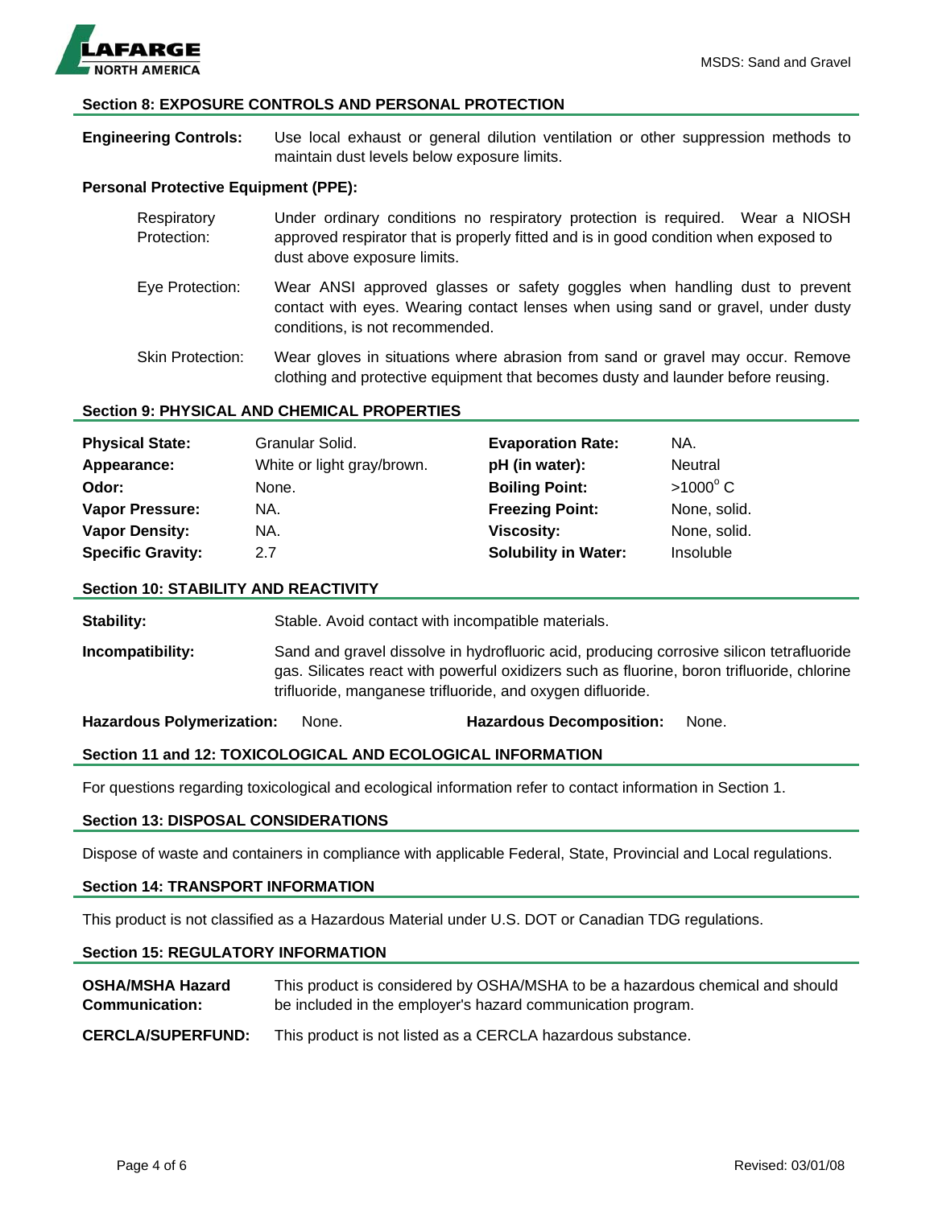## Section 8: EXPOSURE CONTROLS AND PERSONAL PROTECTION

**Engineering Controls:** Use local exhaust or general dilution ventilation or other suppression methods to maintain dust levels below exposure limits.

**Personal Protective Equipment (PPE):**

Respiratory Protection: Under ordinary conditions no respiratory protection is required. Wear a NIOSH approved respirator that is properly fitted and is in good condition when exposed to dust above exposure limits.

Eye Protection: Wear ANSI approved glasses or safety goggles when handling dust to prevent contact with eyes. Wearing contact lenses when using sand or gravel, under dusty conditions, is not recommended.

Skin Protection: Wear gloves in situations where abrasion from sand or gravel may occur. Remove clothing and protective equipment that becomes dusty and launder before reusing.

## Section 9: PHYSICAL AND CHEMICAL PROPERTIES

| | | | |
|---|---|---|---|
| **Physical State:** | Granular Solid. | **Evaporation Rate:** | NA. |
| **Appearance:** | White or light gray/brown. | **pH (in water):** | Neutral |
| **Odor:** | None. | **Boiling Point:** | >1000° C |
| **Vapor Pressure:** | NA. | **Freezing Point:** | None, solid. |
| **Vapor Density:** | NA. | **Viscosity:** | None, solid. |
| **Specific Gravity:** | 2.7 | **Solubility in Water:** | Insoluble |

## Section 10: STABILITY AND REACTIVITY

**Stability:** Stable. Avoid contact with incompatible materials.

**Incompatibility:** Sand and gravel dissolve in hydrofluoric acid, producing corrosive silicon tetrafluoride gas. Silicates react with powerful oxidizers such as fluorine, boron trifluoride, chlorine trifluoride, manganese trifluoride, and oxygen difluoride.

**Hazardous Polymerization:** None. **Hazardous Decomposition:** None.

## Section 11 and 12: TOXICOLOGICAL AND ECOLOGICAL INFORMATION

For questions regarding toxicological and ecological information refer to contact information in Section 1.

## Section 13: DISPOSAL CONSIDERATIONS

Dispose of waste and containers in compliance with applicable Federal, State, Provincial and Local regulations.

## Section 14: TRANSPORT INFORMATION

This product is not classified as a Hazardous Material under U.S. DOT or Canadian TDG regulations.

## Section 15: REGULATORY INFORMATION

**OSHA/MSHA Hazard Communication:** This product is considered by OSHA/MSHA to be a hazardous chemical and should be included in the employer's hazard communication program.

**CERCLA/SUPERFUND:** This product is not listed as a CERCLA hazardous substance.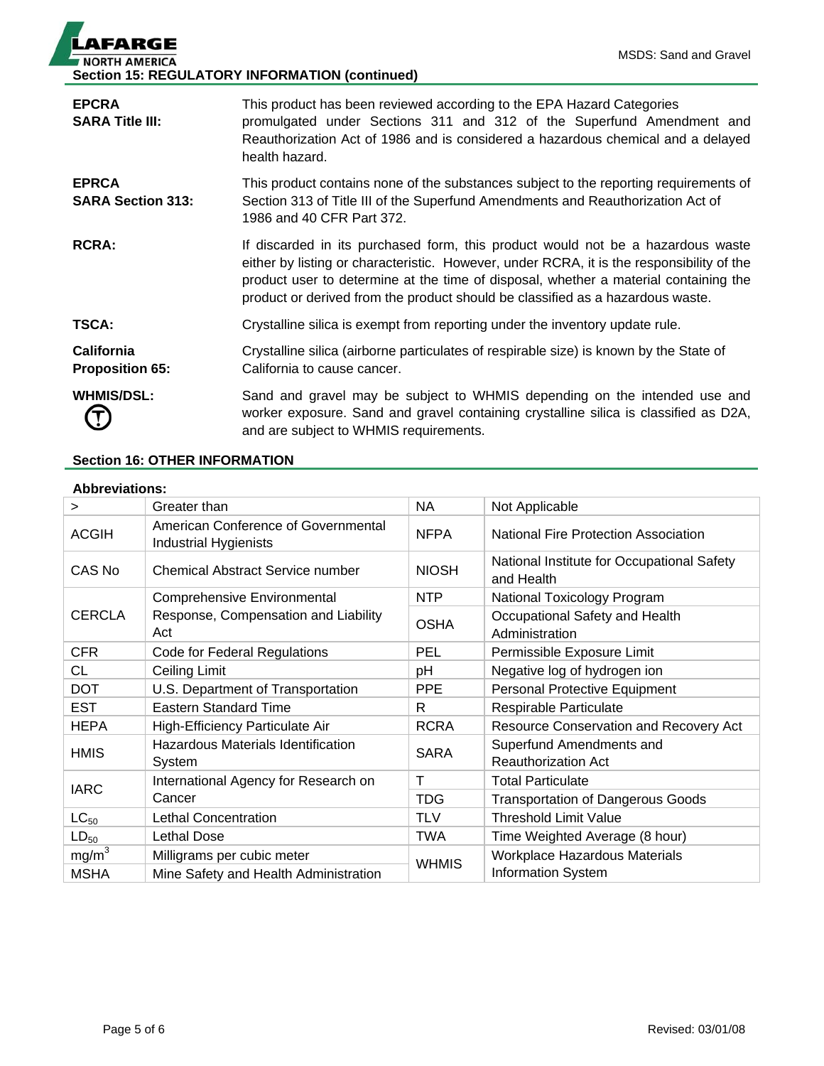## Section 15: REGULATORY INFORMATION (continued)

**EPCRA SARA Title III:** This product has been reviewed according to the EPA Hazard Categories promulgated under Sections 311 and 312 of the Superfund Amendment and Reauthorization Act of 1986 and is considered a hazardous chemical and a delayed health hazard.

**EPRCA SARA Section 313:** This product contains none of the substances subject to the reporting requirements of Section 313 of Title III of the Superfund Amendments and Reauthorization Act of 1986 and 40 CFR Part 372.

**RCRA:** If discarded in its purchased form, this product would not be a hazardous waste either by listing or characteristic. However, under RCRA, it is the responsibility of the product user to determine at the time of disposal, whether a material containing the product or derived from the product should be classified as a hazardous waste.

**TSCA:** Crystalline silica is exempt from reporting under the inventory update rule.

**California Proposition 65:** Crystalline silica (airborne particulates of respirable size) is known by the State of California to cause cancer.

**WHMIS/DSL:** Sand and gravel may be subject to WHMIS depending on the intended use and worker exposure. Sand and gravel containing crystalline silica is classified as D2A, and are subject to WHMIS requirements.

## Section 16: OTHER INFORMATION

**Abbreviations:**

| | | | |
|---|---|---|---|
| > | Greater than | NA | Not Applicable |
| ACGIH | American Conference of Governmental Industrial Hygienists | NFPA | National Fire Protection Association |
| CAS No | Chemical Abstract Service number | NIOSH | National Institute for Occupational Safety and Health |
| CERCLA | Comprehensive Environmental Response, Compensation and Liability Act | NTP | National Toxicology Program |
| | | OSHA | Occupational Safety and Health Administration |
| CFR | Code for Federal Regulations | PEL | Permissible Exposure Limit |
| CL | Ceiling Limit | pH | Negative log of hydrogen ion |
| DOT | U.S. Department of Transportation | PPE | Personal Protective Equipment |
| EST | Eastern Standard Time | R | Respirable Particulate |
| HEPA | High-Efficiency Particulate Air | RCRA | Resource Conservation and Recovery Act |
| HMIS | Hazardous Materials Identification System | SARA | Superfund Amendments and Reauthorization Act |
| IARC | International Agency for Research on Cancer | T | Total Particulate |
| | | TDG | Transportation of Dangerous Goods |
| $LC_{50}$ | Lethal Concentration | TLV | Threshold Limit Value |
| $LD_{50}$ | Lethal Dose | TWA | Time Weighted Average (8 hour) |
| $mg/m^3$ | Milligrams per cubic meter | WHMIS | Workplace Hazardous Materials Information System |
| MSHA | Mine Safety and Health Administration | | |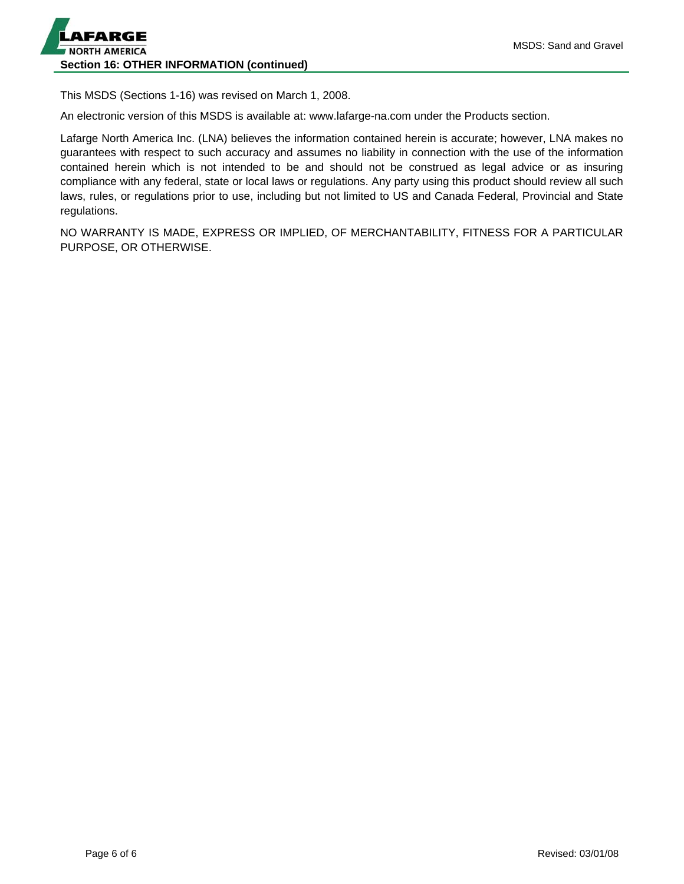## Section 16: OTHER INFORMATION (continued)

This MSDS (Sections 1-16) was revised on March 1, 2008.

An electronic version of this MSDS is available at: www.lafarge-na.com under the Products section.

Lafarge North America Inc. (LNA) believes the information contained herein is accurate; however, LNA makes no guarantees with respect to such accuracy and assumes no liability in connection with the use of the information contained herein which is not intended to be and should not be construed as legal advice or as insuring compliance with any federal, state or local laws or regulations. Any party using this product should review all such laws, rules, or regulations prior to use, including but not limited to US and Canada Federal, Provincial and State regulations.

NO WARRANTY IS MADE, EXPRESS OR IMPLIED, OF MERCHANTABILITY, FITNESS FOR A PARTICULAR PURPOSE, OR OTHERWISE.